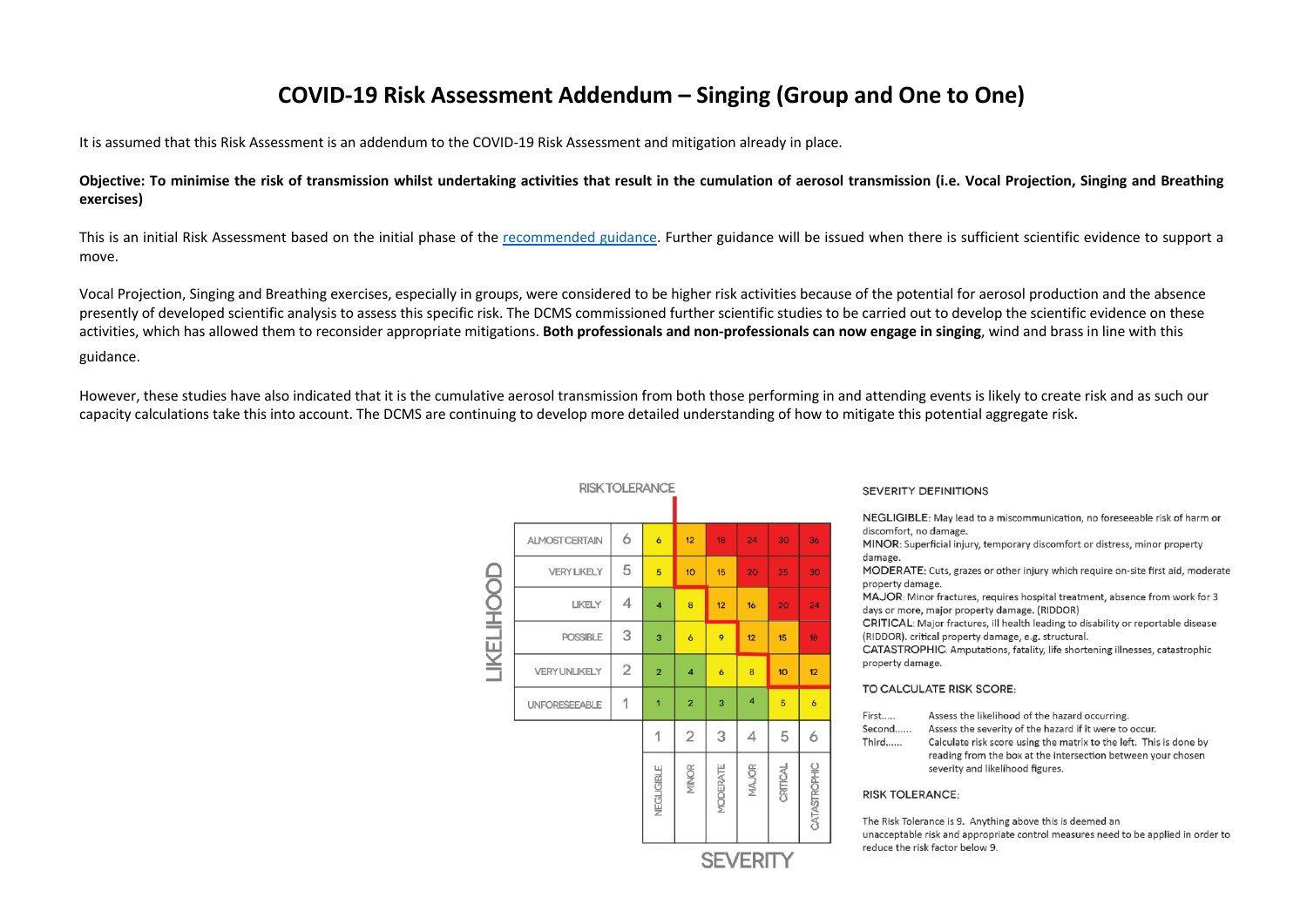# COVID-19 Risk Assessment Addendum – Singing (Group and One to One)

It is assumed that this Risk Assessment is an addendum to the COVID-19 Risk Assessment and mitigation already in place.

**Objective: To minimise the risk of transmission whilst undertaking activities that result in the cumulation of aerosol transmission (i.e. Vocal Projection, Singing and Breathing exercises)**

This is an initial Risk Assessment based on the initial phase of the recommended guidance. Further guidance will be issued when there is sufficient scientific evidence to support a move.

Vocal Projection, Singing and Breathing exercises, especially in groups, were considered to be higher risk activities because of the potential for aerosol production and the absence presently of developed scientific analysis to assess this specific risk. The DCMS commissioned further scientific studies to be carried out to develop the scientific evidence on these activities, which has allowed them to reconsider appropriate mitigations. **Both professionals and non-professionals can now engage in singing**, wind and brass in line with this guidance.

However, these studies have also indicated that it is the cumulative aerosol transmission from both those performing in and attending events is likely to create risk and as such our capacity calculations take this into account. The DCMS are continuing to develop more detailed understanding of how to mitigate this potential aggregate risk.

**RISK TOLERANCE**

| LIKELIHOOD | | | | | | | |
|---|---|---|---|---|---|---|---|
| ALMOST CERTAIN | 6 | 6 | 12 | 18 | 24 | 30 | 36 |
| VERY LIKELY | 5 | 5 | 10 | 15 | 20 | 25 | 30 |
| LIKELY | 4 | 4 | 8 | 12 | 16 | 20 | 24 |
| POSSIBLE | 3 | 3 | 6 | 9 | 12 | 15 | 18 |
| VERY UNLIKELY | 2 | 2 | 4 | 6 | 8 | 10 | 12 |
| UNFORESEEABLE | 1 | 1 | 2 | 3 | 4 | 5 | 6 |
| | | 1 | 2 | 3 | 4 | 5 | 6 |
| **SEVERITY** | | NEGLIGIBLE | MINOR | MODERATE | MAJOR | CRITICAL | CATASTROPHIC |

**SEVERITY DEFINITIONS**

NEGLIGIBLE: May lead to a miscommunication, no foreseeable risk of harm or discomfort, no damage.
MINOR: Superficial injury, temporary discomfort or distress, minor property damage.
MODERATE: Cuts, grazes or other injury which require on-site first aid, moderate property damage.
MAJOR: Minor fractures, requires hospital treatment, absence from work for 3 days or more, major property damage. (RIDDOR)
CRITICAL: Major fractures, ill health leading to disability or reportable disease (RIDDOR). critical property damage, e.g. structural.
CATASTROPHIC: Amputations, fatality, life shortening illnesses, catastrophic property damage.

**TO CALCULATE RISK SCORE:**

First..... Assess the likelihood of the hazard occurring.
Second...... Assess the severity of the hazard if it were to occur.
Third...... Calculate risk score using the matrix to the left. This is done by reading from the box at the intersection between your chosen severity and likelihood figures.

**RISK TOLERANCE:**

The Risk Tolerance is 9. Anything above this is deemed an unacceptable risk and appropriate control measures need to be applied in order to reduce the risk factor below 9.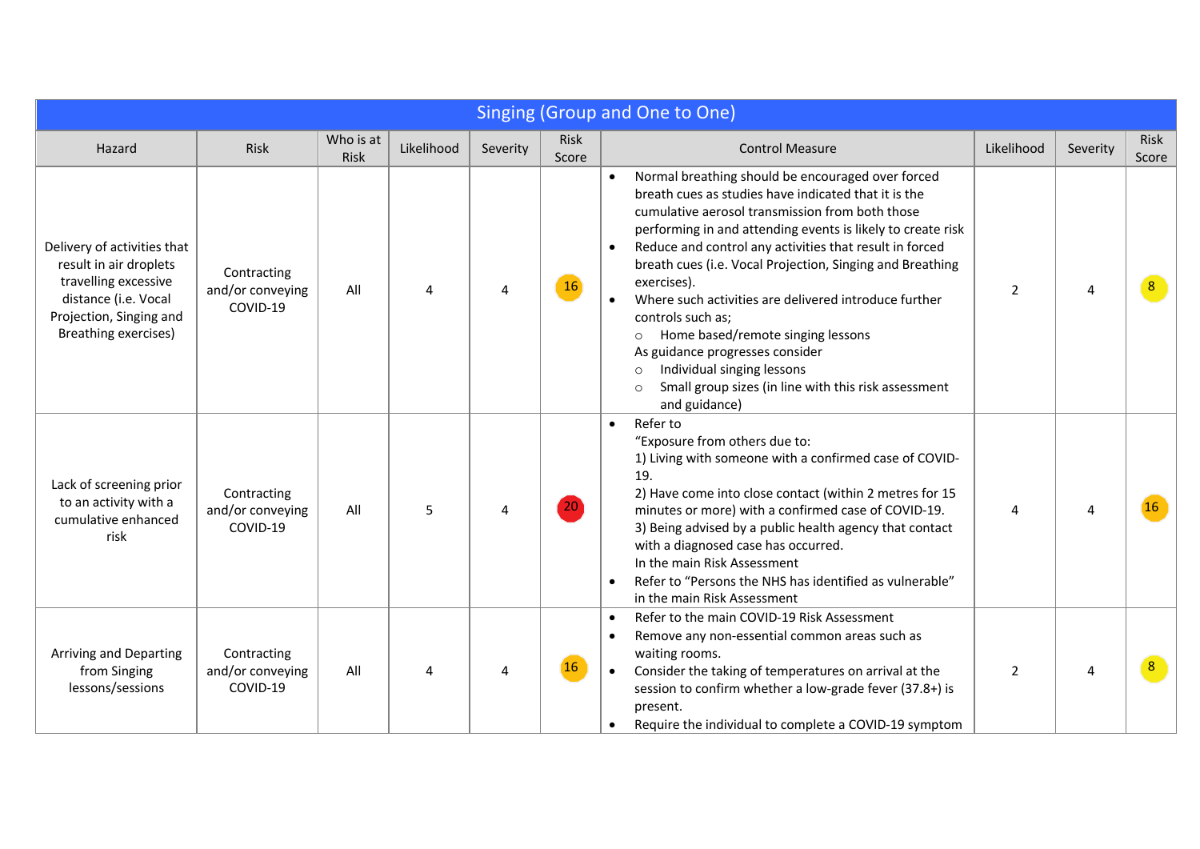| Singing (Group and One to One) | | | | | | | | | |
|---|---|---|---|---|---|---|---|---|---|
| Hazard | Risk | Who is at Risk | Likelihood | Severity | Risk Score | Control Measure | Likelihood | Severity | Risk Score |
| Delivery of activities that result in air droplets travelling excessive distance (i.e. Vocal Projection, Singing and Breathing exercises) | Contracting and/or conveying COVID-19 | All | 4 | 4 | 16 | • Normal breathing should be encouraged over forced breath cues as studies have indicated that it is the cumulative aerosol transmission from both those performing in and attending events is likely to create risk<br>• Reduce and control any activities that result in forced breath cues (i.e. Vocal Projection, Singing and Breathing exercises).<br>• Where such activities are delivered introduce further controls such as;<br>&nbsp;&nbsp;○ Home based/remote singing lessons<br>As guidance progresses consider<br>&nbsp;&nbsp;○ Individual singing lessons<br>&nbsp;&nbsp;○ Small group sizes (in line with this risk assessment and guidance) | 2 | 4 | 8 |
| Lack of screening prior to an activity with a cumulative enhanced risk | Contracting and/or conveying COVID-19 | All | 5 | 4 | 20 | • Refer to<br>"Exposure from others due to:<br>1) Living with someone with a confirmed case of COVID-19.<br>2) Have come into close contact (within 2 metres for 15 minutes or more) with a confirmed case of COVID-19.<br>3) Being advised by a public health agency that contact with a diagnosed case has occurred.<br>In the main Risk Assessment<br>• Refer to "Persons the NHS has identified as vulnerable" in the main Risk Assessment | 4 | 4 | 16 |
| Arriving and Departing from Singing lessons/sessions | Contracting and/or conveying COVID-19 | All | 4 | 4 | 16 | • Refer to the main COVID-19 Risk Assessment<br>• Remove any non-essential common areas such as waiting rooms.<br>• Consider the taking of temperatures on arrival at the session to confirm whether a low-grade fever (37.8+) is present.<br>• Require the individual to complete a COVID-19 symptom | 2 | 4 | 8 |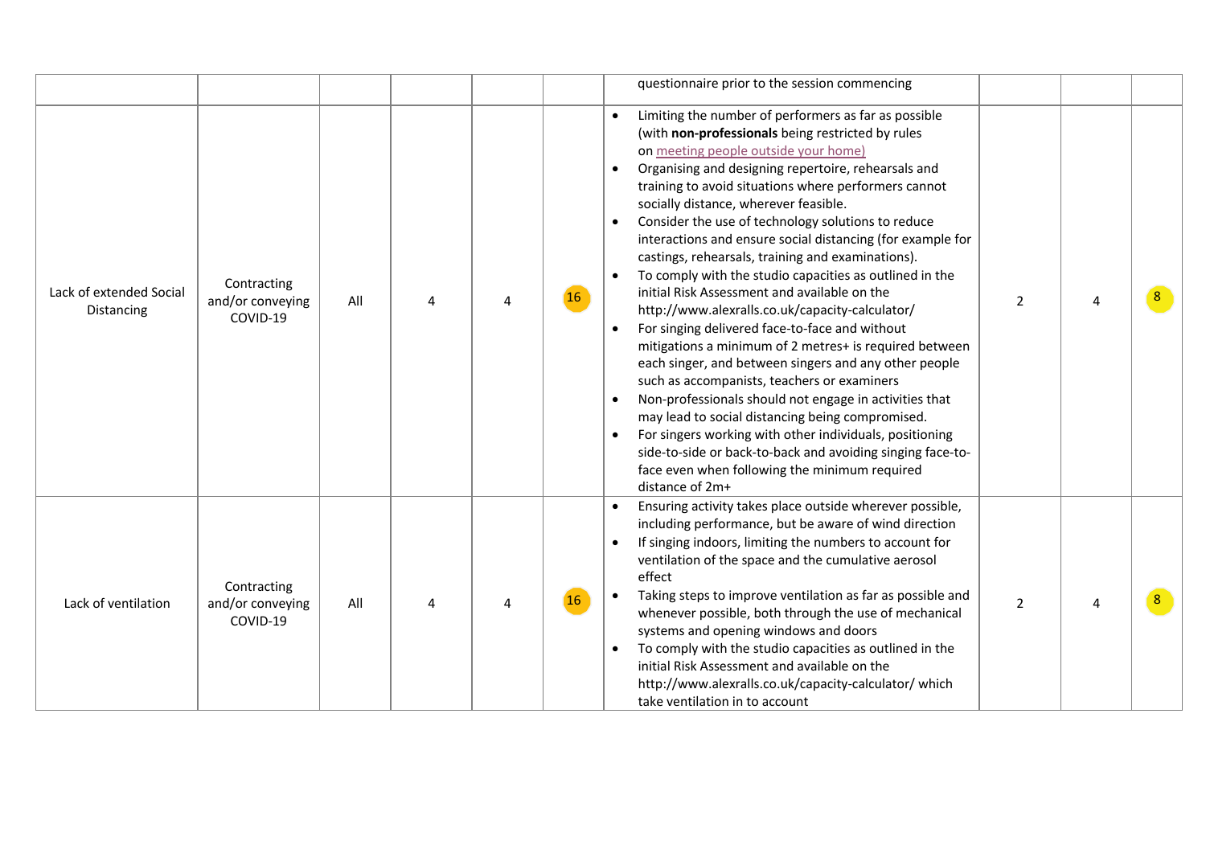| | | | | | | | | | |
|---|---|---|---|---|---|---|---|---|---|
| | | | | | | questionnaire prior to the session commencing | | | |
| Lack of extended Social Distancing | Contracting and/or conveying COVID-19 | All | 4 | 4 | 16 | • Limiting the number of performers as far as possible (with **non-professionals** being restricted by rules on meeting people outside your home)<br>• Organising and designing repertoire, rehearsals and training to avoid situations where performers cannot socially distance, wherever feasible.<br>• Consider the use of technology solutions to reduce interactions and ensure social distancing (for example for castings, rehearsals, training and examinations).<br>• To comply with the studio capacities as outlined in the initial Risk Assessment and available on the http://www.alexralls.co.uk/capacity-calculator/<br>• For singing delivered face-to-face and without mitigations a minimum of 2 metres+ is required between each singer, and between singers and any other people such as accompanists, teachers or examiners<br>• Non-professionals should not engage in activities that may lead to social distancing being compromised.<br>• For singers working with other individuals, positioning side-to-side or back-to-back and avoiding singing face-to-face even when following the minimum required distance of 2m+ | 2 | 4 | 8 |
| Lack of ventilation | Contracting and/or conveying COVID-19 | All | 4 | 4 | 16 | • Ensuring activity takes place outside wherever possible, including performance, but be aware of wind direction<br>• If singing indoors, limiting the numbers to account for ventilation of the space and the cumulative aerosol effect<br>• Taking steps to improve ventilation as far as possible and whenever possible, both through the use of mechanical systems and opening windows and doors<br>• To comply with the studio capacities as outlined in the initial Risk Assessment and available on the http://www.alexralls.co.uk/capacity-calculator/ which take ventilation in to account | 2 | 4 | 8 |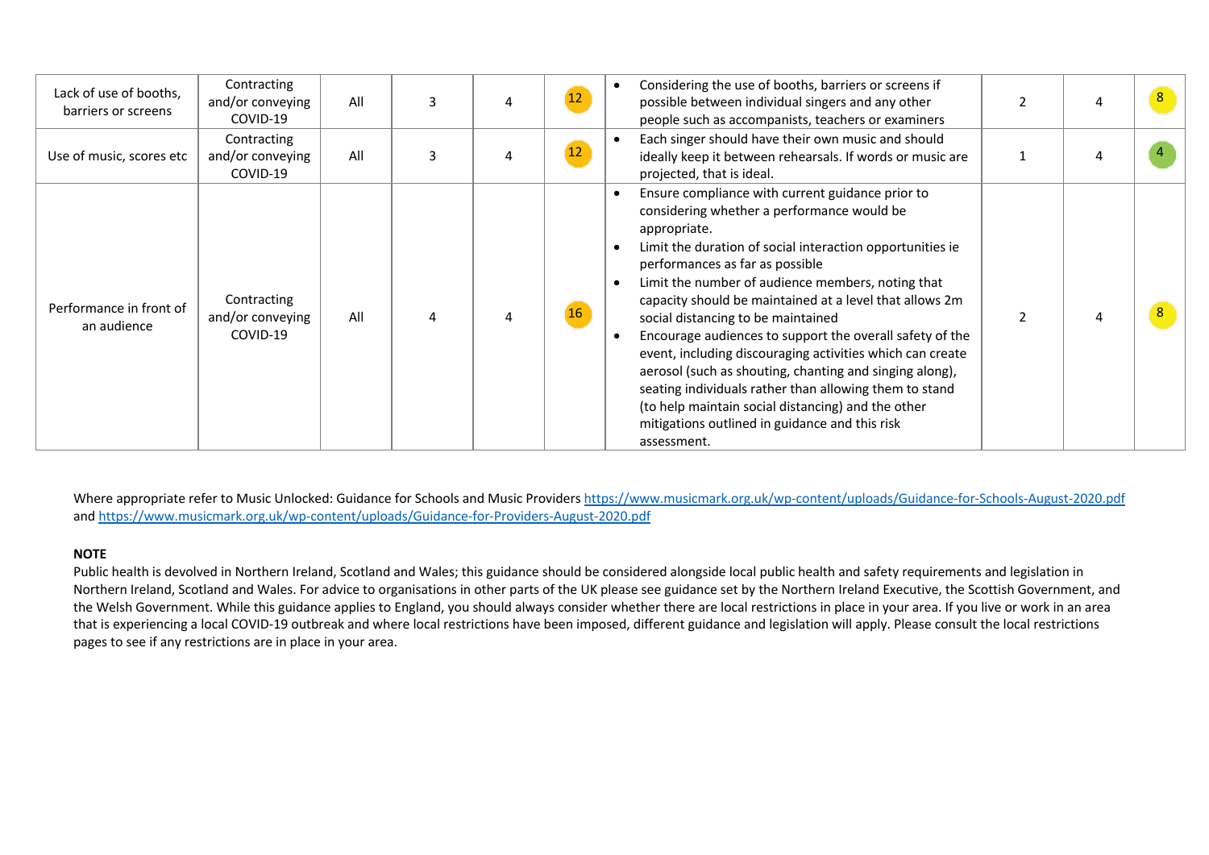| | | | | | | | | | |
|---|---|---|---|---|---|---|---|---|---|
| Lack of use of booths, barriers or screens | Contracting and/or conveying COVID-19 | All | 3 | 4 | 12 | • Considering the use of booths, barriers or screens if possible between individual singers and any other people such as accompanists, teachers or examiners | 2 | 4 | 8 |
| Use of music, scores etc | Contracting and/or conveying COVID-19 | All | 3 | 4 | 12 | • Each singer should have their own music and should ideally keep it between rehearsals. If words or music are projected, that is ideal. | 1 | 4 | 4 |
| Performance in front of an audience | Contracting and/or conveying COVID-19 | All | 4 | 4 | 16 | • Ensure compliance with current guidance prior to considering whether a performance would be appropriate.<br>• Limit the duration of social interaction opportunities ie performances as far as possible<br>• Limit the number of audience members, noting that capacity should be maintained at a level that allows 2m social distancing to be maintained<br>• Encourage audiences to support the overall safety of the event, including discouraging activities which can create aerosol (such as shouting, chanting and singing along), seating individuals rather than allowing them to stand (to help maintain social distancing) and the other mitigations outlined in guidance and this risk assessment. | 2 | 4 | 8 |

Where appropriate refer to Music Unlocked: Guidance for Schools and Music Providers https://www.musicmark.org.uk/wp-content/uploads/Guidance-for-Schools-August-2020.pdf and https://www.musicmark.org.uk/wp-content/uploads/Guidance-for-Providers-August-2020.pdf

**NOTE**

Public health is devolved in Northern Ireland, Scotland and Wales; this guidance should be considered alongside local public health and safety requirements and legislation in Northern Ireland, Scotland and Wales. For advice to organisations in other parts of the UK please see guidance set by the Northern Ireland Executive, the Scottish Government, and the Welsh Government. While this guidance applies to England, you should always consider whether there are local restrictions in place in your area. If you live or work in an area that is experiencing a local COVID-19 outbreak and where local restrictions have been imposed, different guidance and legislation will apply. Please consult the local restrictions pages to see if any restrictions are in place in your area.